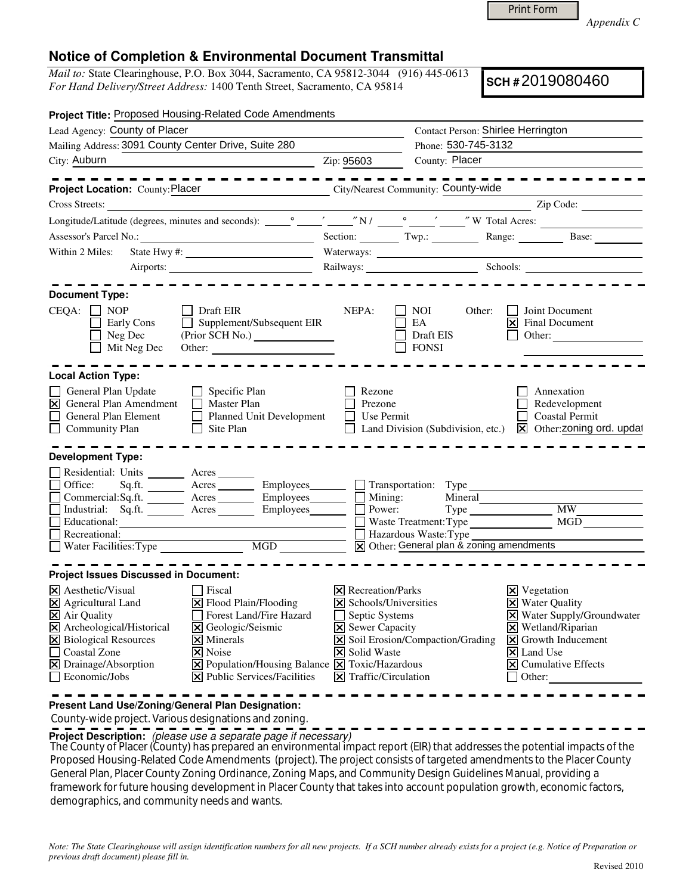Print Form

*Appendix C*

# Notice of Completion & Environmental Document Transmittal

*Mail to:* State Clearinghouse, P.O. Box 3044, Sacramento, CA 95812-3044 (916) 445-0613
*For Hand Delivery/Street Address:* 1400 Tenth Street, Sacramento, CA 95814

**SCH #** 2019080460

**Project Title:** Proposed Housing-Related Code Amendments

Lead Agency: County of Placer
Contact Person: Shirlee Herrington
Mailing Address: 3091 County Center Drive, Suite 280
Phone: 530-745-3132
City: Auburn
Zip: 95603
County: Placer

**Project Location:** County: Placer
City/Nearest Community: County-wide
Cross Streets:
Zip Code:
Longitude/Latitude (degrees, minutes and seconds): \_\_\_° \_\_\_′ \_\_\_″ N / \_\_\_° \_\_\_′ \_\_\_″ W Total Acres:
Assessor's Parcel No.:
Section: Twp.: Range: Base:
Within 2 Miles: State Hwy #: Waterways:
Airports: Railways: Schools:

**Document Type:**

CEQA:
- ☐ NOP
- ☐ Early Cons
- ☐ Neg Dec
- ☐ Mit Neg Dec
- ☐ Draft EIR
- ☐ Supplement/Subsequent EIR (Prior SCH No.)
- Other:

NEPA:
- ☐ NOI
- ☐ EA
- ☐ Draft EIS
- ☐ FONSI

Other:
- ☐ Joint Document
- ☒ Final Document
- ☐ Other:

**Local Action Type:**

- ☐ General Plan Update
- ☒ General Plan Amendment
- ☐ General Plan Element
- ☐ Community Plan
- ☐ Specific Plan
- ☐ Master Plan
- ☐ Planned Unit Development
- ☐ Site Plan
- ☐ Rezone
- ☐ Prezone
- ☐ Use Permit
- ☐ Land Division (Subdivision, etc.)
- ☐ Annexation
- ☐ Redevelopment
- ☐ Coastal Permit
- ☒ Other: zoning ord. updat

**Development Type:**

- ☐ Residential: Units \_\_\_ Acres \_\_\_
- ☐ Office: Sq.ft. \_\_\_ Acres \_\_\_ Employees \_\_\_
- ☐ Commercial: Sq.ft. \_\_\_ Acres \_\_\_ Employees \_\_\_
- ☐ Industrial: Sq.ft. \_\_\_ Acres \_\_\_ Employees \_\_\_
- ☐ Educational:
- ☐ Recreational:
- ☐ Water Facilities: Type \_\_\_ MGD \_\_\_
- ☐ Transportation: Type
- ☐ Mining: Mineral
- ☐ Power: Type \_\_\_ MW
- ☐ Waste Treatment: Type \_\_\_ MGD
- ☐ Hazardous Waste: Type
- ☒ Other: General plan & zoning amendments

**Project Issues Discussed in Document:**

- ☒ Aesthetic/Visual
- ☒ Agricultural Land
- ☒ Air Quality
- ☒ Archeological/Historical
- ☒ Biological Resources
- ☐ Coastal Zone
- ☒ Drainage/Absorption
- ☐ Economic/Jobs
- ☐ Fiscal
- ☒ Flood Plain/Flooding
- ☐ Forest Land/Fire Hazard
- ☒ Geologic/Seismic
- ☒ Minerals
- ☒ Noise
- ☒ Population/Housing Balance
- ☒ Public Services/Facilities
- ☒ Recreation/Parks
- ☒ Schools/Universities
- ☐ Septic Systems
- ☒ Sewer Capacity
- ☒ Soil Erosion/Compaction/Grading
- ☒ Solid Waste
- ☒ Toxic/Hazardous
- ☒ Traffic/Circulation
- ☒ Vegetation
- ☒ Water Quality
- ☒ Water Supply/Groundwater
- ☒ Wetland/Riparian
- ☒ Growth Inducement
- ☒ Land Use
- ☒ Cumulative Effects
- ☐ Other:

**Present Land Use/Zoning/General Plan Designation:**

County-wide project. Various designations and zoning.

**Project Description:** *(please use a separate page if necessary)*

The County of Placer (County) has prepared an environmental impact report (EIR) that addresses the potential impacts of the Proposed Housing-Related Code Amendments (project). The project consists of targeted amendments to the Placer County General Plan, Placer County Zoning Ordinance, Zoning Maps, and Community Design Guidelines Manual, providing a framework for future housing development in Placer County that takes into account population growth, economic factors, demographics, and community needs and wants.

*Note: The State Clearinghouse will assign identification numbers for all new projects. If a SCH number already exists for a project (e.g. Notice of Preparation or previous draft document) please fill in.*

Revised 2010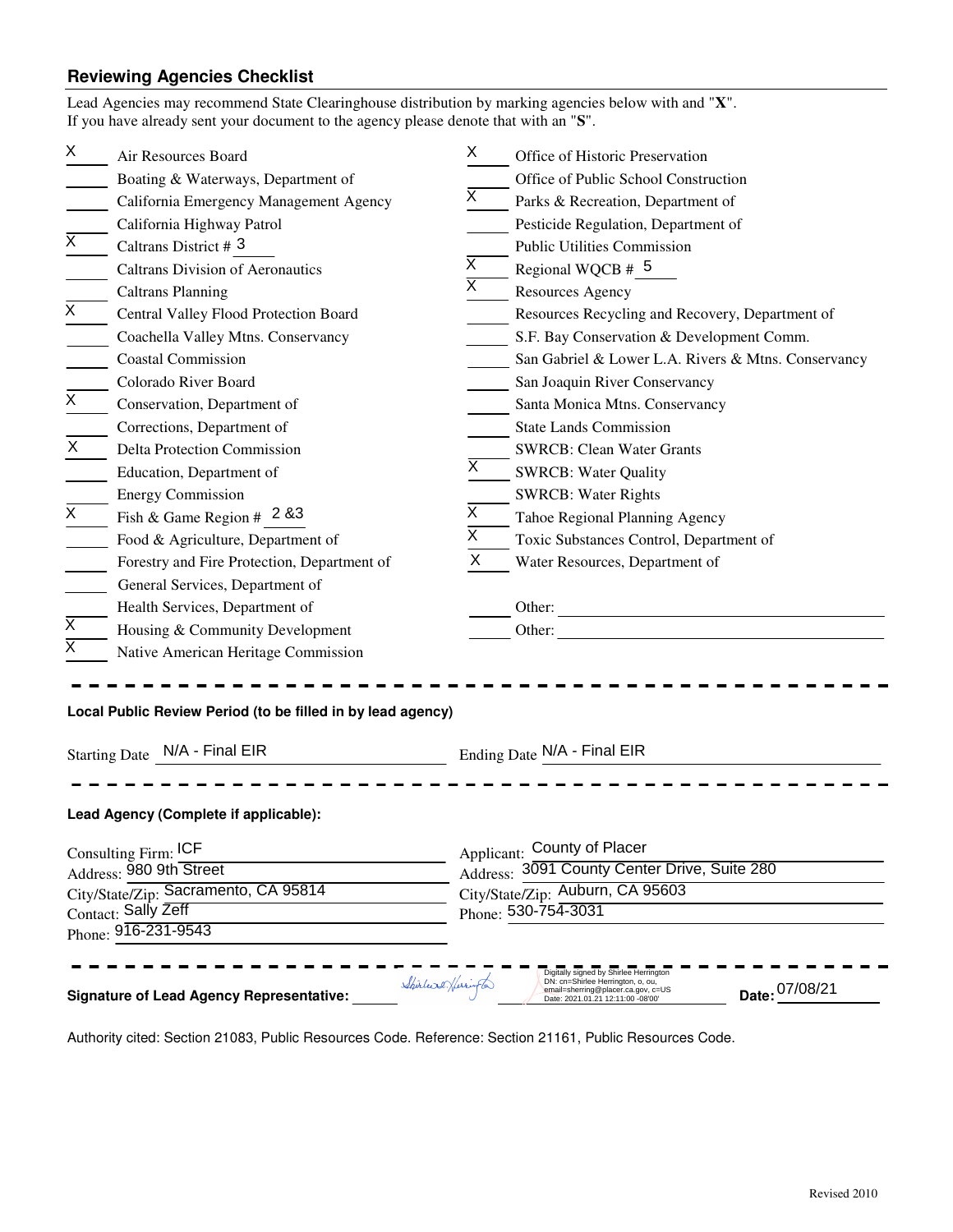## Reviewing Agencies Checklist

Lead Agencies may recommend State Clearinghouse distribution by marking agencies below with and "**X**".
If you have already sent your document to the agency please denote that with an "**S**".

| | | | |
|---|---|---|---|
| X | Air Resources Board | X | Office of Historic Preservation |
| | Boating & Waterways, Department of | | Office of Public School Construction |
| | California Emergency Management Agency | X | Parks & Recreation, Department of |
| | California Highway Patrol | | Pesticide Regulation, Department of |
| X | Caltrans District # 3 | | Public Utilities Commission |
| | Caltrans Division of Aeronautics | X | Regional WQCB # 5 |
| | Caltrans Planning | X | Resources Agency |
| X | Central Valley Flood Protection Board | | Resources Recycling and Recovery, Department of |
| | Coachella Valley Mtns. Conservancy | | S.F. Bay Conservation & Development Comm. |
| | Coastal Commission | | San Gabriel & Lower L.A. Rivers & Mtns. Conservancy |
| | Colorado River Board | | San Joaquin River Conservancy |
| X | Conservation, Department of | | Santa Monica Mtns. Conservancy |
| | Corrections, Department of | | State Lands Commission |
| X | Delta Protection Commission | | SWRCB: Clean Water Grants |
| | Education, Department of | X | SWRCB: Water Quality |
| | Energy Commission | | SWRCB: Water Rights |
| X | Fish & Game Region # 2 &3 | X | Tahoe Regional Planning Agency |
| | Food & Agriculture, Department of | X | Toxic Substances Control, Department of |
| | Forestry and Fire Protection, Department of | X | Water Resources, Department of |
| | General Services, Department of | | |
| | Health Services, Department of | | Other: |
| X | Housing & Community Development | | Other: |
| X | Native American Heritage Commission | | |

---

**Local Public Review Period (to be filled in by lead agency)**

Starting Date N/A - Final EIR Ending Date N/A - Final EIR

---

**Lead Agency (Complete if applicable):**

Consulting Firm: ICF
Address: 980 9th Street
City/State/Zip: Sacramento, CA 95814
Contact: Sally Zeff
Phone: 916-231-9543

Applicant: County of Placer
Address: 3091 County Center Drive, Suite 280
City/State/Zip: Auburn, CA 95603
Phone: 530-754-3031

---

**Signature of Lead Agency Representative:** Digitally signed by Shirlee Herrington DN: cn=Shirlee Herrington, o, ou, email=sherring@placer.ca.gov, c=US Date: 2021.01.21 12:11:00 -08'00' **Date:** 07/08/21

Authority cited: Section 21083, Public Resources Code. Reference: Section 21161, Public Resources Code.

Revised 2010